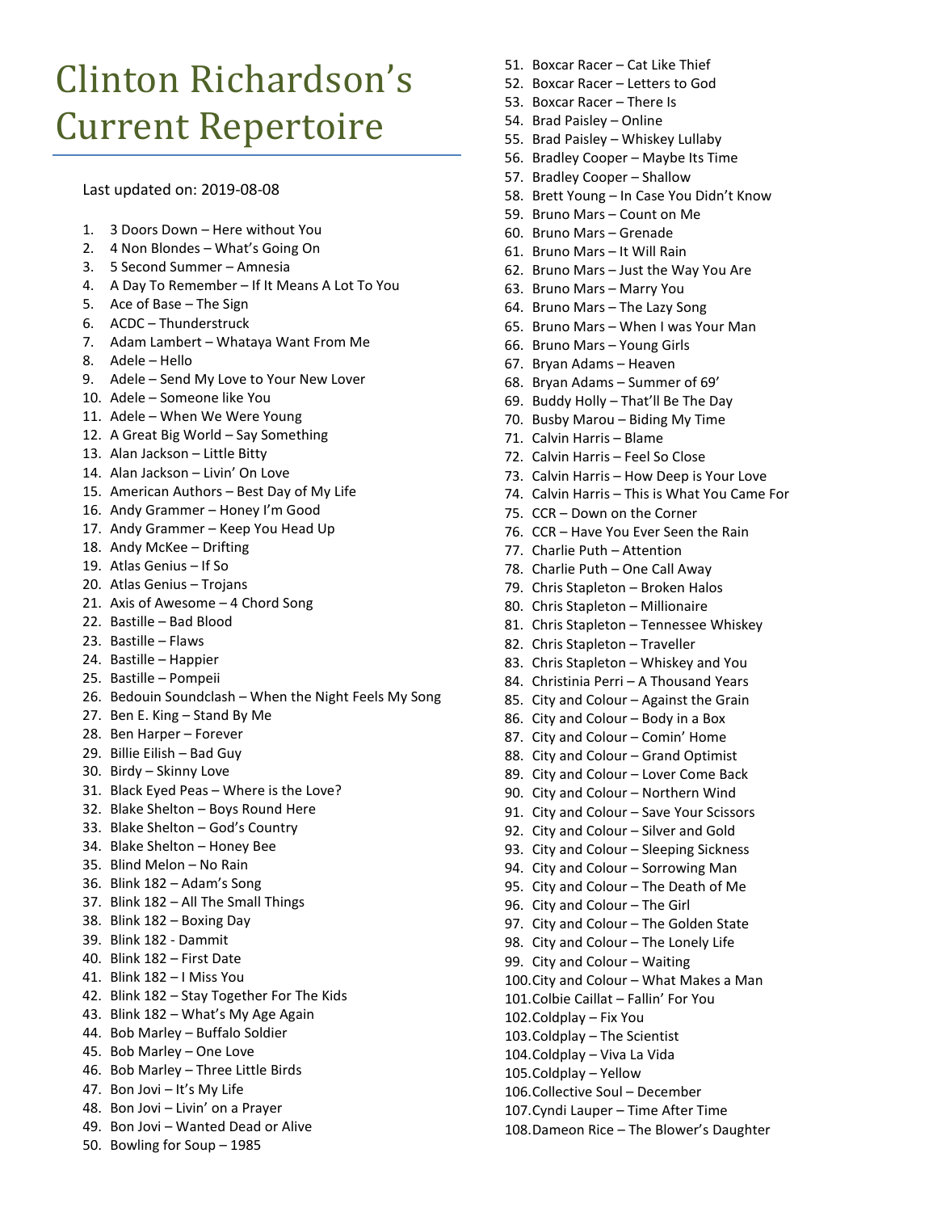# Clinton Richardson's Current Repertoire

Last updated on: 2019-08-08

1. 3 Doors Down – Here without You
2. 4 Non Blondes – What's Going On
3. 5 Second Summer – Amnesia
4. A Day To Remember – If It Means A Lot To You
5. Ace of Base – The Sign
6. ACDC – Thunderstruck
7. Adam Lambert – Whataya Want From Me
8. Adele – Hello
9. Adele – Send My Love to Your New Lover
10. Adele – Someone like You
11. Adele – When We Were Young
12. A Great Big World – Say Something
13. Alan Jackson – Little Bitty
14. Alan Jackson – Livin' On Love
15. American Authors – Best Day of My Life
16. Andy Grammer – Honey I'm Good
17. Andy Grammer – Keep You Head Up
18. Andy McKee – Drifting
19. Atlas Genius – If So
20. Atlas Genius – Trojans
21. Axis of Awesome – 4 Chord Song
22. Bastille – Bad Blood
23. Bastille – Flaws
24. Bastille – Happier
25. Bastille – Pompeii
26. Bedouin Soundclash – When the Night Feels My Song
27. Ben E. King – Stand By Me
28. Ben Harper – Forever
29. Billie Eilish – Bad Guy
30. Birdy – Skinny Love
31. Black Eyed Peas – Where is the Love?
32. Blake Shelton – Boys Round Here
33. Blake Shelton – God's Country
34. Blake Shelton – Honey Bee
35. Blind Melon – No Rain
36. Blink 182 – Adam's Song
37. Blink 182 – All The Small Things
38. Blink 182 – Boxing Day
39. Blink 182 - Dammit
40. Blink 182 – First Date
41. Blink 182 – I Miss You
42. Blink 182 – Stay Together For The Kids
43. Blink 182 – What's My Age Again
44. Bob Marley – Buffalo Soldier
45. Bob Marley – One Love
46. Bob Marley – Three Little Birds
47. Bon Jovi – It's My Life
48. Bon Jovi – Livin' on a Prayer
49. Bon Jovi – Wanted Dead or Alive
50. Bowling for Soup – 1985
51. Boxcar Racer – Cat Like Thief
52. Boxcar Racer – Letters to God
53. Boxcar Racer – There Is
54. Brad Paisley – Online
55. Brad Paisley – Whiskey Lullaby
56. Bradley Cooper – Maybe Its Time
57. Bradley Cooper – Shallow
58. Brett Young – In Case You Didn't Know
59. Bruno Mars – Count on Me
60. Bruno Mars – Grenade
61. Bruno Mars – It Will Rain
62. Bruno Mars – Just the Way You Are
63. Bruno Mars – Marry You
64. Bruno Mars – The Lazy Song
65. Bruno Mars – When I was Your Man
66. Bruno Mars – Young Girls
67. Bryan Adams – Heaven
68. Bryan Adams – Summer of 69'
69. Buddy Holly – That'll Be The Day
70. Busby Marou – Biding My Time
71. Calvin Harris – Blame
72. Calvin Harris – Feel So Close
73. Calvin Harris – How Deep is Your Love
74. Calvin Harris – This is What You Came For
75. CCR – Down on the Corner
76. CCR – Have You Ever Seen the Rain
77. Charlie Puth – Attention
78. Charlie Puth – One Call Away
79. Chris Stapleton – Broken Halos
80. Chris Stapleton – Millionaire
81. Chris Stapleton – Tennessee Whiskey
82. Chris Stapleton – Traveller
83. Chris Stapleton – Whiskey and You
84. Christinia Perri – A Thousand Years
85. City and Colour – Against the Grain
86. City and Colour – Body in a Box
87. City and Colour – Comin' Home
88. City and Colour – Grand Optimist
89. City and Colour – Lover Come Back
90. City and Colour – Northern Wind
91. City and Colour – Save Your Scissors
92. City and Colour – Silver and Gold
93. City and Colour – Sleeping Sickness
94. City and Colour – Sorrowing Man
95. City and Colour – The Death of Me
96. City and Colour – The Girl
97. City and Colour – The Golden State
98. City and Colour – The Lonely Life
99. City and Colour – Waiting
100. City and Colour – What Makes a Man
101. Colbie Caillat – Fallin' For You
102. Coldplay – Fix You
103. Coldplay – The Scientist
104. Coldplay – Viva La Vida
105. Coldplay – Yellow
106. Collective Soul – December
107. Cyndi Lauper – Time After Time
108. Dameon Rice – The Blower's Daughter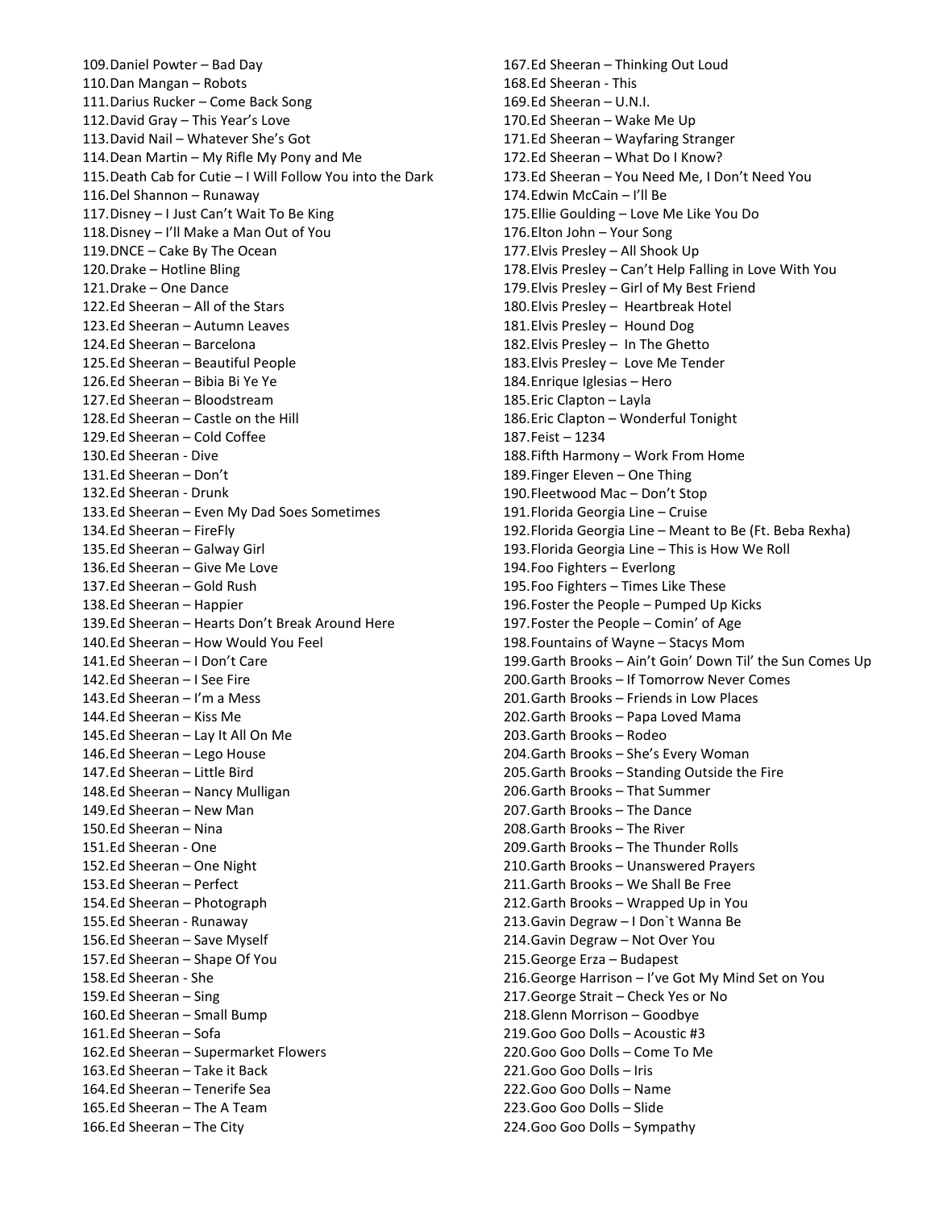109. Daniel Powter – Bad Day
110. Dan Mangan – Robots
111. Darius Rucker – Come Back Song
112. David Gray – This Year's Love
113. David Nail – Whatever She's Got
114. Dean Martin – My Rifle My Pony and Me
115. Death Cab for Cutie – I Will Follow You into the Dark
116. Del Shannon – Runaway
117. Disney – I Just Can't Wait To Be King
118. Disney – I'll Make a Man Out of You
119. DNCE – Cake By The Ocean
120. Drake – Hotline Bling
121. Drake – One Dance
122. Ed Sheeran – All of the Stars
123. Ed Sheeran – Autumn Leaves
124. Ed Sheeran – Barcelona
125. Ed Sheeran – Beautiful People
126. Ed Sheeran – Bibia Bi Ye Ye
127. Ed Sheeran – Bloodstream
128. Ed Sheeran – Castle on the Hill
129. Ed Sheeran – Cold Coffee
130. Ed Sheeran - Dive
131. Ed Sheeran – Don't
132. Ed Sheeran - Drunk
133. Ed Sheeran – Even My Dad Soes Sometimes
134. Ed Sheeran – FireFly
135. Ed Sheeran – Galway Girl
136. Ed Sheeran – Give Me Love
137. Ed Sheeran – Gold Rush
138. Ed Sheeran – Happier
139. Ed Sheeran – Hearts Don't Break Around Here
140. Ed Sheeran – How Would You Feel
141. Ed Sheeran – I Don't Care
142. Ed Sheeran – I See Fire
143. Ed Sheeran – I'm a Mess
144. Ed Sheeran – Kiss Me
145. Ed Sheeran – Lay It All On Me
146. Ed Sheeran – Lego House
147. Ed Sheeran – Little Bird
148. Ed Sheeran – Nancy Mulligan
149. Ed Sheeran – New Man
150. Ed Sheeran – Nina
151. Ed Sheeran - One
152. Ed Sheeran – One Night
153. Ed Sheeran – Perfect
154. Ed Sheeran – Photograph
155. Ed Sheeran - Runaway
156. Ed Sheeran – Save Myself
157. Ed Sheeran – Shape Of You
158. Ed Sheeran - She
159. Ed Sheeran – Sing
160. Ed Sheeran – Small Bump
161. Ed Sheeran – Sofa
162. Ed Sheeran – Supermarket Flowers
163. Ed Sheeran – Take it Back
164. Ed Sheeran – Tenerife Sea
165. Ed Sheeran – The A Team
166. Ed Sheeran – The City
167. Ed Sheeran – Thinking Out Loud
168. Ed Sheeran - This
169. Ed Sheeran – U.N.I.
170. Ed Sheeran – Wake Me Up
171. Ed Sheeran – Wayfaring Stranger
172. Ed Sheeran – What Do I Know?
173. Ed Sheeran – You Need Me, I Don't Need You
174. Edwin McCain – I'll Be
175. Ellie Goulding – Love Me Like You Do
176. Elton John – Your Song
177. Elvis Presley – All Shook Up
178. Elvis Presley – Can't Help Falling in Love With You
179. Elvis Presley – Girl of My Best Friend
180. Elvis Presley – Heartbreak Hotel
181. Elvis Presley – Hound Dog
182. Elvis Presley – In The Ghetto
183. Elvis Presley – Love Me Tender
184. Enrique Iglesias – Hero
185. Eric Clapton – Layla
186. Eric Clapton – Wonderful Tonight
187. Feist – 1234
188. Fifth Harmony – Work From Home
189. Finger Eleven – One Thing
190. Fleetwood Mac – Don't Stop
191. Florida Georgia Line – Cruise
192. Florida Georgia Line – Meant to Be (Ft. Beba Rexha)
193. Florida Georgia Line – This is How We Roll
194. Foo Fighters – Everlong
195. Foo Fighters – Times Like These
196. Foster the People – Pumped Up Kicks
197. Foster the People – Comin' of Age
198. Fountains of Wayne – Stacys Mom
199. Garth Brooks – Ain't Goin' Down Til' the Sun Comes Up
200. Garth Brooks – If Tomorrow Never Comes
201. Garth Brooks – Friends in Low Places
202. Garth Brooks – Papa Loved Mama
203. Garth Brooks – Rodeo
204. Garth Brooks – She's Every Woman
205. Garth Brooks – Standing Outside the Fire
206. Garth Brooks – That Summer
207. Garth Brooks – The Dance
208. Garth Brooks – The River
209. Garth Brooks – The Thunder Rolls
210. Garth Brooks – Unanswered Prayers
211. Garth Brooks – We Shall Be Free
212. Garth Brooks – Wrapped Up in You
213. Gavin Degraw – I Don`t Wanna Be
214. Gavin Degraw – Not Over You
215. George Erza – Budapest
216. George Harrison – I've Got My Mind Set on You
217. George Strait – Check Yes or No
218. Glenn Morrison – Goodbye
219. Goo Goo Dolls – Acoustic #3
220. Goo Goo Dolls – Come To Me
221. Goo Goo Dolls – Iris
222. Goo Goo Dolls – Name
223. Goo Goo Dolls – Slide
224. Goo Goo Dolls – Sympathy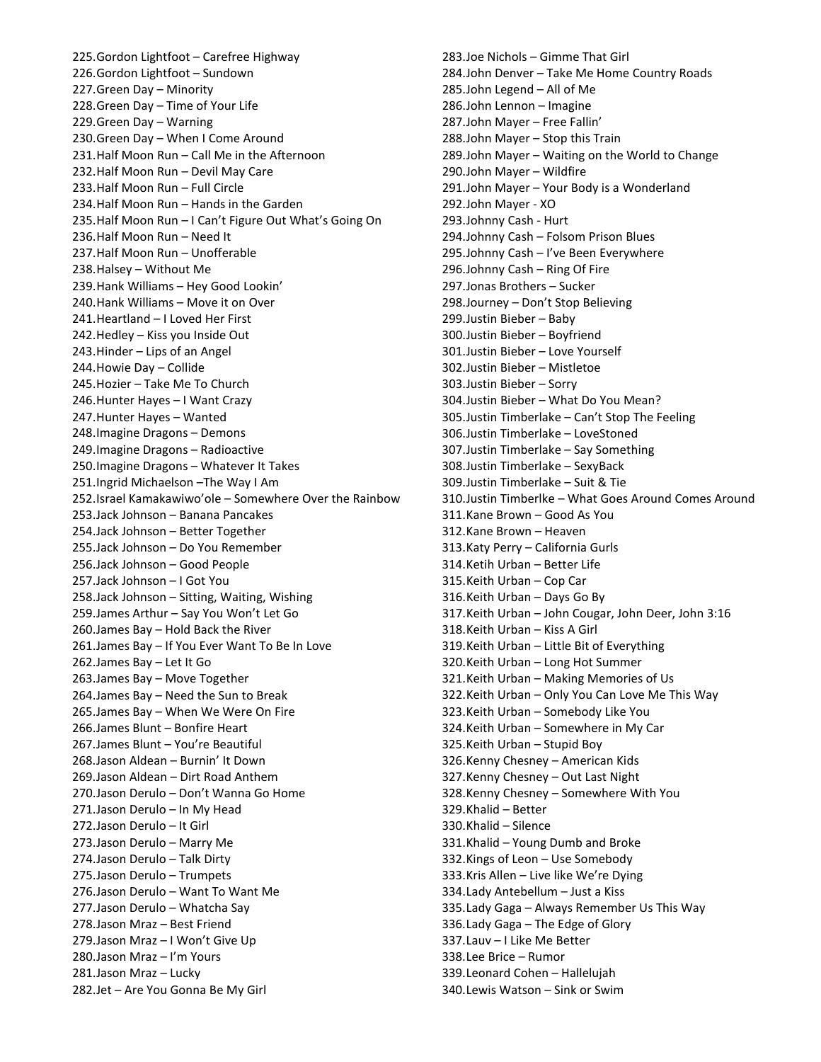225.Gordon Lightfoot – Carefree Highway
226.Gordon Lightfoot – Sundown
227.Green Day – Minority
228.Green Day – Time of Your Life
229.Green Day – Warning
230.Green Day – When I Come Around
231.Half Moon Run – Call Me in the Afternoon
232.Half Moon Run – Devil May Care
233.Half Moon Run – Full Circle
234.Half Moon Run – Hands in the Garden
235.Half Moon Run – I Can't Figure Out What's Going On
236.Half Moon Run – Need It
237.Half Moon Run – Unofferable
238.Halsey – Without Me
239.Hank Williams – Hey Good Lookin'
240.Hank Williams – Move it on Over
241.Heartland – I Loved Her First
242.Hedley – Kiss you Inside Out
243.Hinder – Lips of an Angel
244.Howie Day – Collide
245.Hozier – Take Me To Church
246.Hunter Hayes – I Want Crazy
247.Hunter Hayes – Wanted
248.Imagine Dragons – Demons
249.Imagine Dragons – Radioactive
250.Imagine Dragons – Whatever It Takes
251.Ingrid Michaelson –The Way I Am
252.Israel Kamakawiwo'ole – Somewhere Over the Rainbow
253.Jack Johnson – Banana Pancakes
254.Jack Johnson – Better Together
255.Jack Johnson – Do You Remember
256.Jack Johnson – Good People
257.Jack Johnson – I Got You
258.Jack Johnson – Sitting, Waiting, Wishing
259.James Arthur – Say You Won't Let Go
260.James Bay – Hold Back the River
261.James Bay – If You Ever Want To Be In Love
262.James Bay – Let It Go
263.James Bay – Move Together
264.James Bay – Need the Sun to Break
265.James Bay – When We Were On Fire
266.James Blunt – Bonfire Heart
267.James Blunt – You're Beautiful
268.Jason Aldean – Burnin' It Down
269.Jason Aldean – Dirt Road Anthem
270.Jason Derulo – Don't Wanna Go Home
271.Jason Derulo – In My Head
272.Jason Derulo – It Girl
273.Jason Derulo – Marry Me
274.Jason Derulo – Talk Dirty
275.Jason Derulo – Trumpets
276.Jason Derulo – Want To Want Me
277.Jason Derulo – Whatcha Say
278.Jason Mraz – Best Friend
279.Jason Mraz – I Won't Give Up
280.Jason Mraz – I'm Yours
281.Jason Mraz – Lucky
282.Jet – Are You Gonna Be My Girl
283.Joe Nichols – Gimme That Girl
284.John Denver – Take Me Home Country Roads
285.John Legend – All of Me
286.John Lennon – Imagine
287.John Mayer – Free Fallin'
288.John Mayer – Stop this Train
289.John Mayer – Waiting on the World to Change
290.John Mayer – Wildfire
291.John Mayer – Your Body is a Wonderland
292.John Mayer - XO
293.Johnny Cash - Hurt
294.Johnny Cash – Folsom Prison Blues
295.Johnny Cash – I've Been Everywhere
296.Johnny Cash – Ring Of Fire
297.Jonas Brothers – Sucker
298.Journey – Don't Stop Believing
299.Justin Bieber – Baby
300.Justin Bieber – Boyfriend
301.Justin Bieber – Love Yourself
302.Justin Bieber – Mistletoe
303.Justin Bieber – Sorry
304.Justin Bieber – What Do You Mean?
305.Justin Timberlake – Can't Stop The Feeling
306.Justin Timberlake – LoveStoned
307.Justin Timberlake – Say Something
308.Justin Timberlake – SexyBack
309.Justin Timberlake – Suit & Tie
310.Justin Timberlke – What Goes Around Comes Around
311.Kane Brown – Good As You
312.Kane Brown – Heaven
313.Katy Perry – California Gurls
314.Ketih Urban – Better Life
315.Keith Urban – Cop Car
316.Keith Urban – Days Go By
317.Keith Urban – John Cougar, John Deer, John 3:16
318.Keith Urban – Kiss A Girl
319.Keith Urban – Little Bit of Everything
320.Keith Urban – Long Hot Summer
321.Keith Urban – Making Memories of Us
322.Keith Urban – Only You Can Love Me This Way
323.Keith Urban – Somebody Like You
324.Keith Urban – Somewhere in My Car
325.Keith Urban – Stupid Boy
326.Kenny Chesney – American Kids
327.Kenny Chesney – Out Last Night
328.Kenny Chesney – Somewhere With You
329.Khalid – Better
330.Khalid – Silence
331.Khalid – Young Dumb and Broke
332.Kings of Leon – Use Somebody
333.Kris Allen – Live like We're Dying
334.Lady Antebellum – Just a Kiss
335.Lady Gaga – Always Remember Us This Way
336.Lady Gaga – The Edge of Glory
337.Lauv – I Like Me Better
338.Lee Brice – Rumor
339.Leonard Cohen – Hallelujah
340.Lewis Watson – Sink or Swim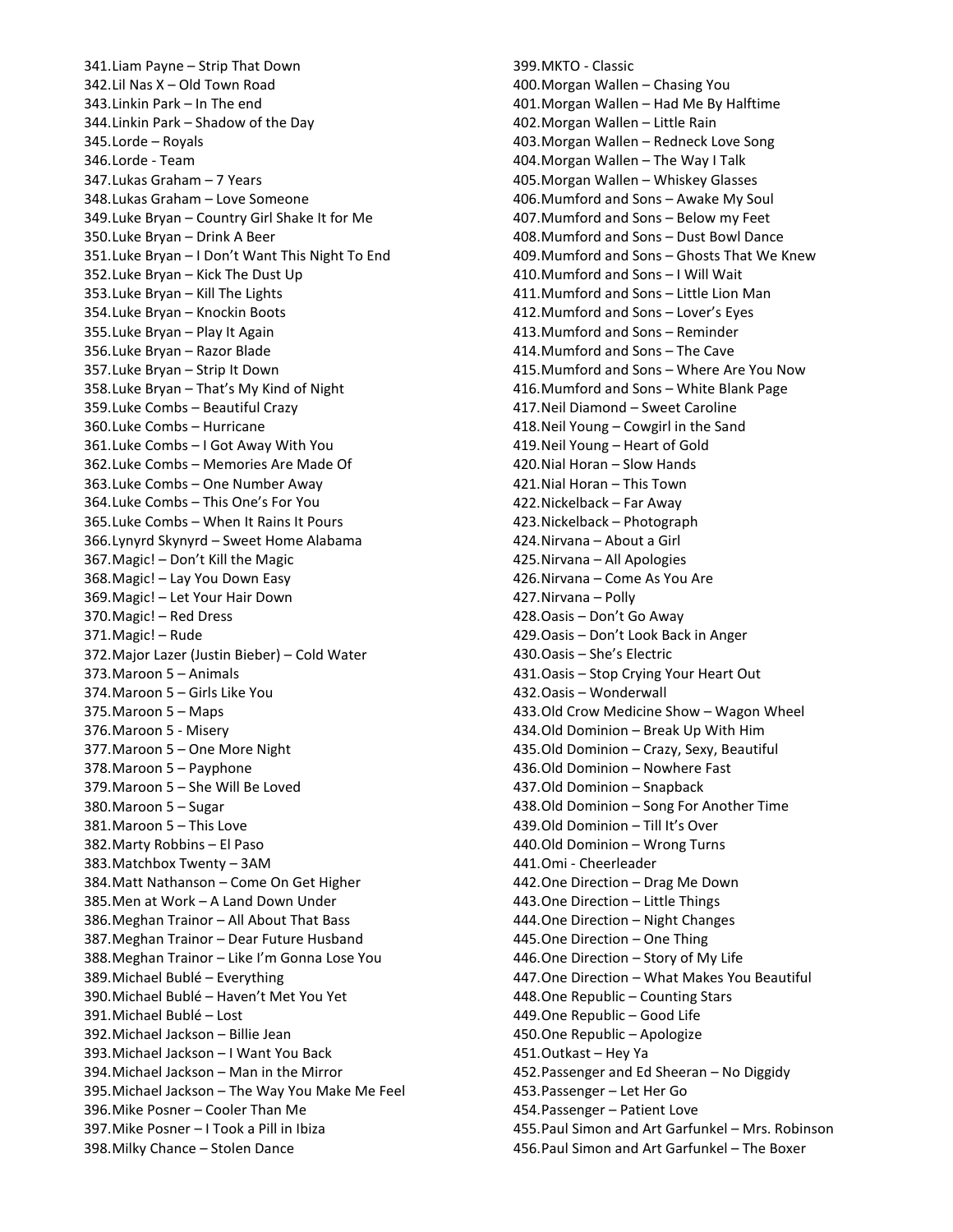341. Liam Payne – Strip That Down
342. Lil Nas X – Old Town Road
343. Linkin Park – In The end
344. Linkin Park – Shadow of the Day
345. Lorde – Royals
346. Lorde - Team
347. Lukas Graham – 7 Years
348. Lukas Graham – Love Someone
349. Luke Bryan – Country Girl Shake It for Me
350. Luke Bryan – Drink A Beer
351. Luke Bryan – I Don't Want This Night To End
352. Luke Bryan – Kick The Dust Up
353. Luke Bryan – Kill The Lights
354. Luke Bryan – Knockin Boots
355. Luke Bryan – Play It Again
356. Luke Bryan – Razor Blade
357. Luke Bryan – Strip It Down
358. Luke Bryan – That's My Kind of Night
359. Luke Combs – Beautiful Crazy
360. Luke Combs – Hurricane
361. Luke Combs – I Got Away With You
362. Luke Combs – Memories Are Made Of
363. Luke Combs – One Number Away
364. Luke Combs – This One's For You
365. Luke Combs – When It Rains It Pours
366. Lynyrd Skynyrd – Sweet Home Alabama
367. Magic! – Don't Kill the Magic
368. Magic! – Lay You Down Easy
369. Magic! – Let Your Hair Down
370. Magic! – Red Dress
371. Magic! – Rude
372. Major Lazer (Justin Bieber) – Cold Water
373. Maroon 5 – Animals
374. Maroon 5 – Girls Like You
375. Maroon 5 – Maps
376. Maroon 5 - Misery
377. Maroon 5 – One More Night
378. Maroon 5 – Payphone
379. Maroon 5 – She Will Be Loved
380. Maroon 5 – Sugar
381. Maroon 5 – This Love
382. Marty Robbins – El Paso
383. Matchbox Twenty – 3AM
384. Matt Nathanson – Come On Get Higher
385. Men at Work – A Land Down Under
386. Meghan Trainor – All About That Bass
387. Meghan Trainor – Dear Future Husband
388. Meghan Trainor – Like I'm Gonna Lose You
389. Michael Bublé – Everything
390. Michael Bublé – Haven't Met You Yet
391. Michael Bublé – Lost
392. Michael Jackson – Billie Jean
393. Michael Jackson – I Want You Back
394. Michael Jackson – Man in the Mirror
395. Michael Jackson – The Way You Make Me Feel
396. Mike Posner – Cooler Than Me
397. Mike Posner – I Took a Pill in Ibiza
398. Milky Chance – Stolen Dance
399. MKTO - Classic
400. Morgan Wallen – Chasing You
401. Morgan Wallen – Had Me By Halftime
402. Morgan Wallen – Little Rain
403. Morgan Wallen – Redneck Love Song
404. Morgan Wallen – The Way I Talk
405. Morgan Wallen – Whiskey Glasses
406. Mumford and Sons – Awake My Soul
407. Mumford and Sons – Below my Feet
408. Mumford and Sons – Dust Bowl Dance
409. Mumford and Sons – Ghosts That We Knew
410. Mumford and Sons – I Will Wait
411. Mumford and Sons – Little Lion Man
412. Mumford and Sons – Lover's Eyes
413. Mumford and Sons – Reminder
414. Mumford and Sons – The Cave
415. Mumford and Sons – Where Are You Now
416. Mumford and Sons – White Blank Page
417. Neil Diamond – Sweet Caroline
418. Neil Young – Cowgirl in the Sand
419. Neil Young – Heart of Gold
420. Nial Horan – Slow Hands
421. Nial Horan – This Town
422. Nickelback – Far Away
423. Nickelback – Photograph
424. Nirvana – About a Girl
425. Nirvana – All Apologies
426. Nirvana – Come As You Are
427. Nirvana – Polly
428. Oasis – Don't Go Away
429. Oasis – Don't Look Back in Anger
430. Oasis – She's Electric
431. Oasis – Stop Crying Your Heart Out
432. Oasis – Wonderwall
433. Old Crow Medicine Show – Wagon Wheel
434. Old Dominion – Break Up With Him
435. Old Dominion – Crazy, Sexy, Beautiful
436. Old Dominion – Nowhere Fast
437. Old Dominion – Snapback
438. Old Dominion – Song For Another Time
439. Old Dominion – Till It's Over
440. Old Dominion – Wrong Turns
441. Omi - Cheerleader
442. One Direction – Drag Me Down
443. One Direction – Little Things
444. One Direction – Night Changes
445. One Direction – One Thing
446. One Direction – Story of My Life
447. One Direction – What Makes You Beautiful
448. One Republic – Counting Stars
449. One Republic – Good Life
450. One Republic – Apologize
451. Outkast – Hey Ya
452. Passenger and Ed Sheeran – No Diggidy
453. Passenger – Let Her Go
454. Passenger – Patient Love
455. Paul Simon and Art Garfunkel – Mrs. Robinson
456. Paul Simon and Art Garfunkel – The Boxer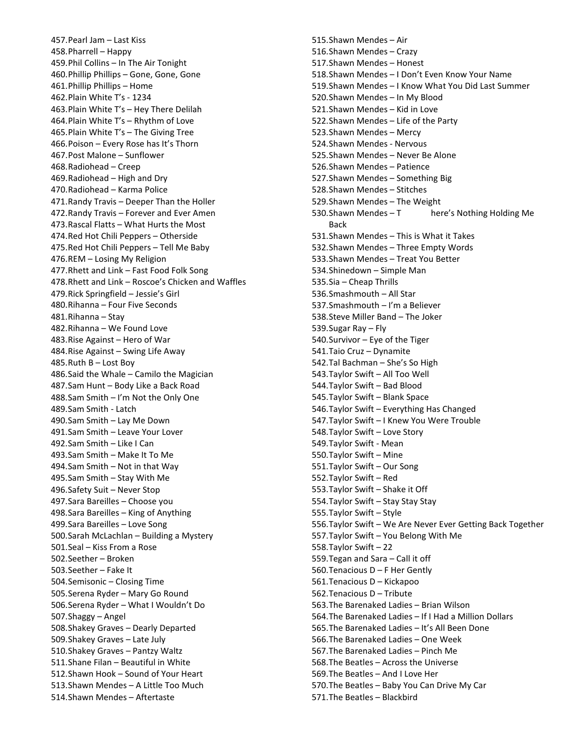457.Pearl Jam – Last Kiss
458.Pharrell – Happy
459.Phil Collins – In The Air Tonight
460.Phillip Phillips – Gone, Gone, Gone
461.Phillip Phillips – Home
462.Plain White T's - 1234
463.Plain White T's – Hey There Delilah
464.Plain White T's – Rhythm of Love
465.Plain White T's – The Giving Tree
466.Poison – Every Rose has It's Thorn
467.Post Malone – Sunflower
468.Radiohead – Creep
469.Radiohead – High and Dry
470.Radiohead – Karma Police
471.Randy Travis – Deeper Than the Holler
472.Randy Travis – Forever and Ever Amen
473.Rascal Flatts – What Hurts the Most
474.Red Hot Chili Peppers – Otherside
475.Red Hot Chili Peppers – Tell Me Baby
476.REM – Losing My Religion
477.Rhett and Link – Fast Food Folk Song
478.Rhett and Link – Roscoe's Chicken and Waffles
479.Rick Springfield – Jessie's Girl
480.Rihanna – Four Five Seconds
481.Rihanna – Stay
482.Rihanna – We Found Love
483.Rise Against – Hero of War
484.Rise Against – Swing Life Away
485.Ruth B – Lost Boy
486.Said the Whale – Camilo the Magician
487.Sam Hunt – Body Like a Back Road
488.Sam Smith – I'm Not the Only One
489.Sam Smith - Latch
490.Sam Smith – Lay Me Down
491.Sam Smith – Leave Your Lover
492.Sam Smith – Like I Can
493.Sam Smith – Make It To Me
494.Sam Smith – Not in that Way
495.Sam Smith – Stay With Me
496.Safety Suit – Never Stop
497.Sara Bareilles – Choose you
498.Sara Bareilles – King of Anything
499.Sara Bareilles – Love Song
500.Sarah McLachlan – Building a Mystery
501.Seal – Kiss From a Rose
502.Seether – Broken
503.Seether – Fake It
504.Semisonic – Closing Time
505.Serena Ryder – Mary Go Round
506.Serena Ryder – What I Wouldn't Do
507.Shaggy – Angel
508.Shakey Graves – Dearly Departed
509.Shakey Graves – Late July
510.Shakey Graves – Pantzy Waltz
511.Shane Filan – Beautiful in White
512.Shawn Hook – Sound of Your Heart
513.Shawn Mendes – A Little Too Much
514.Shawn Mendes – Aftertaste
515.Shawn Mendes – Air
516.Shawn Mendes – Crazy
517.Shawn Mendes – Honest
518.Shawn Mendes – I Don't Even Know Your Name
519.Shawn Mendes – I Know What You Did Last Summer
520.Shawn Mendes – In My Blood
521.Shawn Mendes – Kid in Love
522.Shawn Mendes – Life of the Party
523.Shawn Mendes – Mercy
524.Shawn Mendes - Nervous
525.Shawn Mendes – Never Be Alone
526.Shawn Mendes – Patience
527.Shawn Mendes – Something Big
528.Shawn Mendes – Stitches
529.Shawn Mendes – The Weight
530.Shawn Mendes – T here's Nothing Holding Me Back
531.Shawn Mendes – This is What it Takes
532.Shawn Mendes – Three Empty Words
533.Shawn Mendes – Treat You Better
534.Shinedown – Simple Man
535.Sia – Cheap Thrills
536.Smashmouth – All Star
537.Smashmouth – I'm a Believer
538.Steve Miller Band – The Joker
539.Sugar Ray – Fly
540.Survivor – Eye of the Tiger
541.Taio Cruz – Dynamite
542.Tal Bachman – She's So High
543.Taylor Swift – All Too Well
544.Taylor Swift – Bad Blood
545.Taylor Swift – Blank Space
546.Taylor Swift – Everything Has Changed
547.Taylor Swift – I Knew You Were Trouble
548.Taylor Swift – Love Story
549.Taylor Swift - Mean
550.Taylor Swift – Mine
551.Taylor Swift – Our Song
552.Taylor Swift – Red
553.Taylor Swift – Shake it Off
554.Taylor Swift – Stay Stay Stay
555.Taylor Swift – Style
556.Taylor Swift – We Are Never Ever Getting Back Together
557.Taylor Swift – You Belong With Me
558.Taylor Swift – 22
559.Tegan and Sara – Call it off
560.Tenacious D – F Her Gently
561.Tenacious D – Kickapoo
562.Tenacious D – Tribute
563.The Barenaked Ladies – Brian Wilson
564.The Barenaked Ladies – If I Had a Million Dollars
565.The Barenaked Ladies – It's All Been Done
566.The Barenaked Ladies – One Week
567.The Barenaked Ladies – Pinch Me
568.The Beatles – Across the Universe
569.The Beatles – And I Love Her
570.The Beatles – Baby You Can Drive My Car
571.The Beatles – Blackbird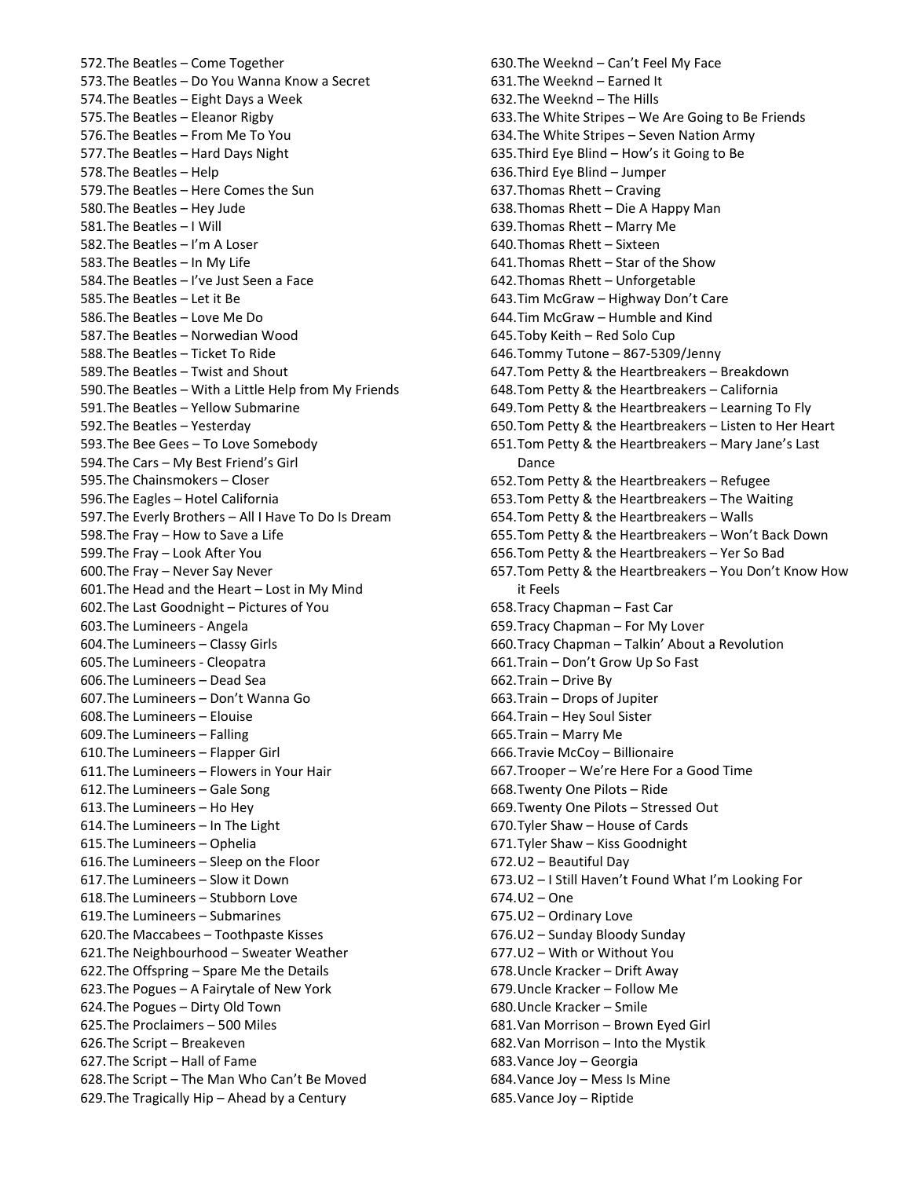572. The Beatles – Come Together
573. The Beatles – Do You Wanna Know a Secret
574. The Beatles – Eight Days a Week
575. The Beatles – Eleanor Rigby
576. The Beatles – From Me To You
577. The Beatles – Hard Days Night
578. The Beatles – Help
579. The Beatles – Here Comes the Sun
580. The Beatles – Hey Jude
581. The Beatles – I Will
582. The Beatles – I'm A Loser
583. The Beatles – In My Life
584. The Beatles – I've Just Seen a Face
585. The Beatles – Let it Be
586. The Beatles – Love Me Do
587. The Beatles – Norwedian Wood
588. The Beatles – Ticket To Ride
589. The Beatles – Twist and Shout
590. The Beatles – With a Little Help from My Friends
591. The Beatles – Yellow Submarine
592. The Beatles – Yesterday
593. The Bee Gees – To Love Somebody
594. The Cars – My Best Friend's Girl
595. The Chainsmokers – Closer
596. The Eagles – Hotel California
597. The Everly Brothers – All I Have To Do Is Dream
598. The Fray – How to Save a Life
599. The Fray – Look After You
600. The Fray – Never Say Never
601. The Head and the Heart – Lost in My Mind
602. The Last Goodnight – Pictures of You
603. The Lumineers - Angela
604. The Lumineers – Classy Girls
605. The Lumineers - Cleopatra
606. The Lumineers – Dead Sea
607. The Lumineers – Don't Wanna Go
608. The Lumineers – Elouise
609. The Lumineers – Falling
610. The Lumineers – Flapper Girl
611. The Lumineers – Flowers in Your Hair
612. The Lumineers – Gale Song
613. The Lumineers – Ho Hey
614. The Lumineers – In The Light
615. The Lumineers – Ophelia
616. The Lumineers – Sleep on the Floor
617. The Lumineers – Slow it Down
618. The Lumineers – Stubborn Love
619. The Lumineers – Submarines
620. The Maccabees – Toothpaste Kisses
621. The Neighbourhood – Sweater Weather
622. The Offspring – Spare Me the Details
623. The Pogues – A Fairytale of New York
624. The Pogues – Dirty Old Town
625. The Proclaimers – 500 Miles
626. The Script – Breakeven
627. The Script – Hall of Fame
628. The Script – The Man Who Can't Be Moved
629. The Tragically Hip – Ahead by a Century
630. The Weeknd – Can't Feel My Face
631. The Weeknd – Earned It
632. The Weeknd – The Hills
633. The White Stripes – We Are Going to Be Friends
634. The White Stripes – Seven Nation Army
635. Third Eye Blind – How's it Going to Be
636. Third Eye Blind – Jumper
637. Thomas Rhett – Craving
638. Thomas Rhett – Die A Happy Man
639. Thomas Rhett – Marry Me
640. Thomas Rhett – Sixteen
641. Thomas Rhett – Star of the Show
642. Thomas Rhett – Unforgetable
643. Tim McGraw – Highway Don't Care
644. Tim McGraw – Humble and Kind
645. Toby Keith – Red Solo Cup
646. Tommy Tutone – 867-5309/Jenny
647. Tom Petty & the Heartbreakers – Breakdown
648. Tom Petty & the Heartbreakers – California
649. Tom Petty & the Heartbreakers – Learning To Fly
650. Tom Petty & the Heartbreakers – Listen to Her Heart
651. Tom Petty & the Heartbreakers – Mary Jane's Last Dance
652. Tom Petty & the Heartbreakers – Refugee
653. Tom Petty & the Heartbreakers – The Waiting
654. Tom Petty & the Heartbreakers – Walls
655. Tom Petty & the Heartbreakers – Won't Back Down
656. Tom Petty & the Heartbreakers – Yer So Bad
657. Tom Petty & the Heartbreakers – You Don't Know How it Feels
658. Tracy Chapman – Fast Car
659. Tracy Chapman – For My Lover
660. Tracy Chapman – Talkin' About a Revolution
661. Train – Don't Grow Up So Fast
662. Train – Drive By
663. Train – Drops of Jupiter
664. Train – Hey Soul Sister
665. Train – Marry Me
666. Travie McCoy – Billionaire
667. Trooper – We're Here For a Good Time
668. Twenty One Pilots – Ride
669. Twenty One Pilots – Stressed Out
670. Tyler Shaw – House of Cards
671. Tyler Shaw – Kiss Goodnight
672. U2 – Beautiful Day
673. U2 – I Still Haven't Found What I'm Looking For
674. U2 – One
675. U2 – Ordinary Love
676. U2 – Sunday Bloody Sunday
677. U2 – With or Without You
678. Uncle Kracker – Drift Away
679. Uncle Kracker – Follow Me
680. Uncle Kracker – Smile
681. Van Morrison – Brown Eyed Girl
682. Van Morrison – Into the Mystik
683. Vance Joy – Georgia
684. Vance Joy – Mess Is Mine
685. Vance Joy – Riptide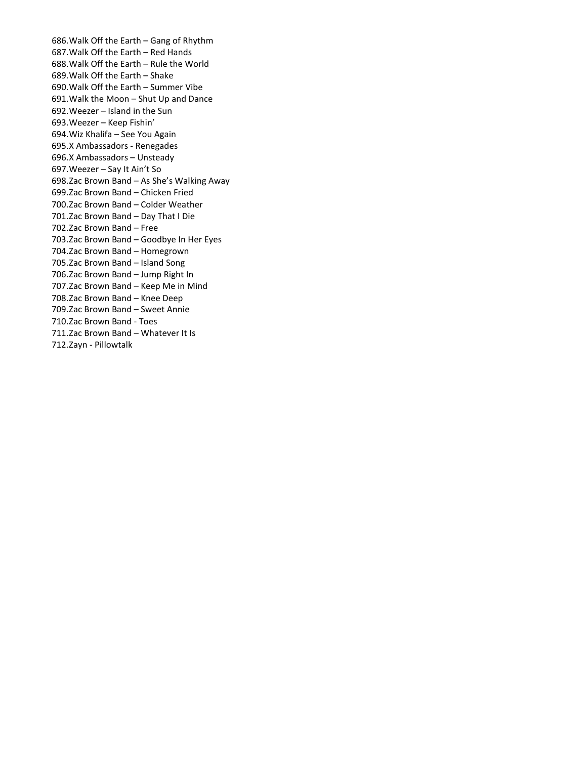686.Walk Off the Earth – Gang of Rhythm
687.Walk Off the Earth – Red Hands
688.Walk Off the Earth – Rule the World
689.Walk Off the Earth – Shake
690.Walk Off the Earth – Summer Vibe
691.Walk the Moon – Shut Up and Dance
692.Weezer – Island in the Sun
693.Weezer – Keep Fishin'
694.Wiz Khalifa – See You Again
695.X Ambassadors - Renegades
696.X Ambassadors – Unsteady
697.Weezer – Say It Ain't So
698.Zac Brown Band – As She's Walking Away
699.Zac Brown Band – Chicken Fried
700.Zac Brown Band – Colder Weather
701.Zac Brown Band – Day That I Die
702.Zac Brown Band – Free
703.Zac Brown Band – Goodbye In Her Eyes
704.Zac Brown Band – Homegrown
705.Zac Brown Band – Island Song
706.Zac Brown Band – Jump Right In
707.Zac Brown Band – Keep Me in Mind
708.Zac Brown Band – Knee Deep
709.Zac Brown Band – Sweet Annie
710.Zac Brown Band - Toes
711.Zac Brown Band – Whatever It Is
712.Zayn - Pillowtalk